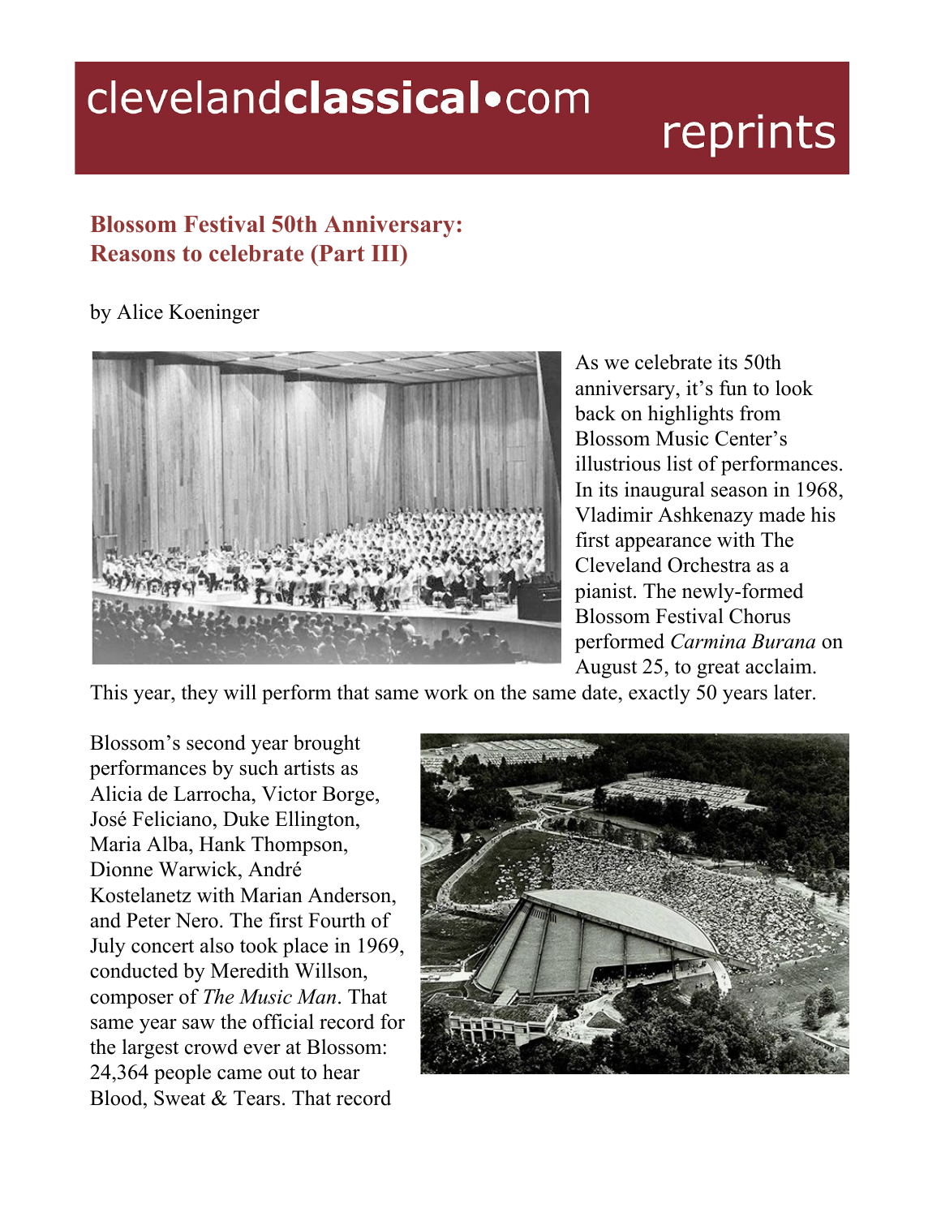clevelandclassical•com reprints

## Blossom Festival 50th Anniversary: Reasons to celebrate (Part III)

by Alice Koeninger

As we celebrate its 50th anniversary, it's fun to look back on highlights from Blossom Music Center's illustrious list of performances. In its inaugural season in 1968, Vladimir Ashkenazy made his first appearance with The Cleveland Orchestra as a pianist. The newly-formed Blossom Festival Chorus performed *Carmina Burana* on August 25, to great acclaim. This year, they will perform that same work on the same date, exactly 50 years later.

Blossom's second year brought performances by such artists as Alicia de Larrocha, Victor Borge, José Feliciano, Duke Ellington, Maria Alba, Hank Thompson, Dionne Warwick, André Kostelanetz with Marian Anderson, and Peter Nero. The first Fourth of July concert also took place in 1969, conducted by Meredith Willson, composer of *The Music Man*. That same year saw the official record for the largest crowd ever at Blossom: 24,364 people came out to hear Blood, Sweat & Tears. That record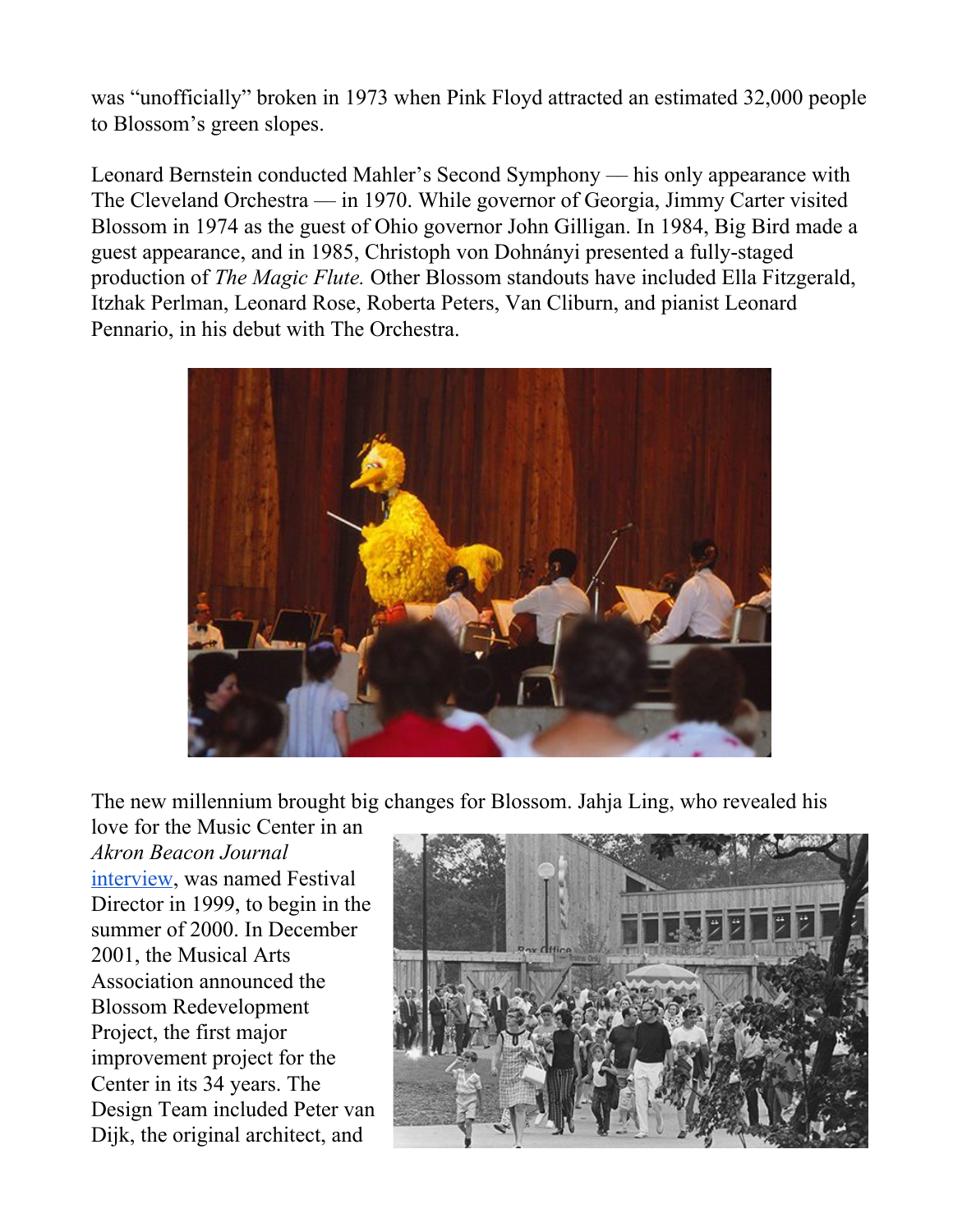was “unofficially” broken in 1973 when Pink Floyd attracted an estimated 32,000 people to Blossom’s green slopes.

Leonard Bernstein conducted Mahler’s Second Symphony — his only appearance with The Cleveland Orchestra — in 1970. While governor of Georgia, Jimmy Carter visited Blossom in 1974 as the guest of Ohio governor John Gilligan. In 1984, Big Bird made a guest appearance, and in 1985, Christoph von Dohnányi presented a fully-staged production of *The Magic Flute.* Other Blossom standouts have included Ella Fitzgerald, Itzhak Perlman, Leonard Rose, Roberta Peters, Van Cliburn, and pianist Leonard Pennario, in his debut with The Orchestra.

The new millennium brought big changes for Blossom. Jahja Ling, who revealed his love for the Music Center in an *Akron Beacon Journal* [interview](), was named Festival Director in 1999, to begin in the summer of 2000. In December 2001, the Musical Arts Association announced the Blossom Redevelopment Project, the first major improvement project for the Center in its 34 years. The Design Team included Peter van Dijk, the original architect, and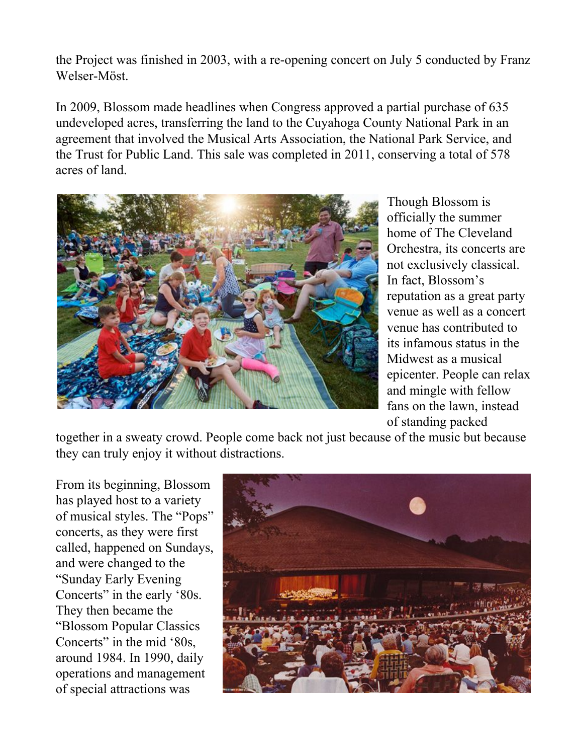the Project was finished in 2003, with a re-opening concert on July 5 conducted by Franz Welser-Möst.

In 2009, Blossom made headlines when Congress approved a partial purchase of 635 undeveloped acres, transferring the land to the Cuyahoga County National Park in an agreement that involved the Musical Arts Association, the National Park Service, and the Trust for Public Land. This sale was completed in 2011, conserving a total of 578 acres of land.

Though Blossom is officially the summer home of The Cleveland Orchestra, its concerts are not exclusively classical. In fact, Blossom's reputation as a great party venue as well as a concert venue has contributed to its infamous status in the Midwest as a musical epicenter. People can relax and mingle with fellow fans on the lawn, instead of standing packed together in a sweaty crowd. People come back not just because of the music but because they can truly enjoy it without distractions.

From its beginning, Blossom has played host to a variety of musical styles. The "Pops" concerts, as they were first called, happened on Sundays, and were changed to the "Sunday Early Evening Concerts" in the early '80s. They then became the "Blossom Popular Classics Concerts" in the mid '80s, around 1984. In 1990, daily operations and management of special attractions was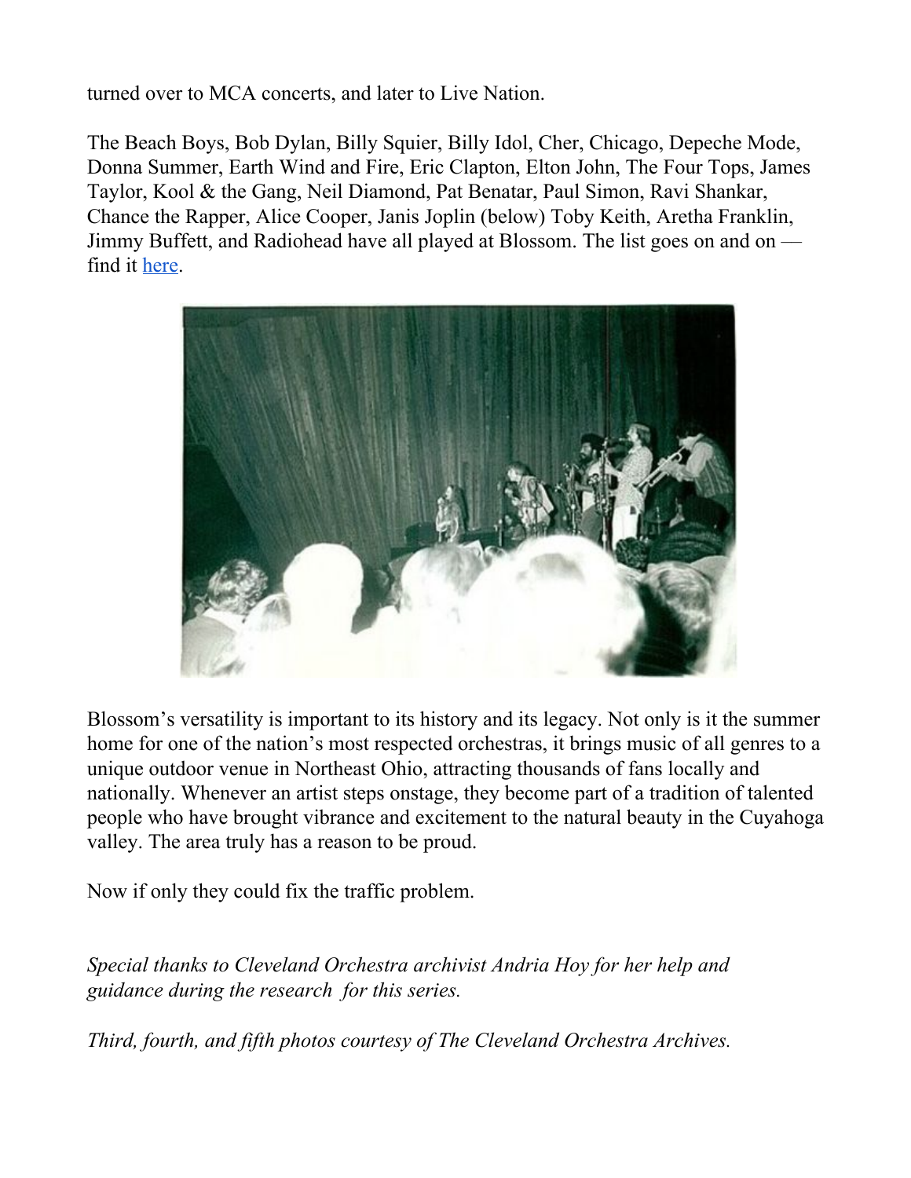turned over to MCA concerts, and later to Live Nation.

The Beach Boys, Bob Dylan, Billy Squier, Billy Idol, Cher, Chicago, Depeche Mode, Donna Summer, Earth Wind and Fire, Eric Clapton, Elton John, The Four Tops, James Taylor, Kool & the Gang, Neil Diamond, Pat Benatar, Paul Simon, Ravi Shankar, Chance the Rapper, Alice Cooper, Janis Joplin (below) Toby Keith, Aretha Franklin, Jimmy Buffett, and Radiohead have all played at Blossom. The list goes on and on — find it here.

Blossom's versatility is important to its history and its legacy. Not only is it the summer home for one of the nation's most respected orchestras, it brings music of all genres to a unique outdoor venue in Northeast Ohio, attracting thousands of fans locally and nationally. Whenever an artist steps onstage, they become part of a tradition of talented people who have brought vibrance and excitement to the natural beauty in the Cuyahoga valley. The area truly has a reason to be proud.

Now if only they could fix the traffic problem.

*Special thanks to Cleveland Orchestra archivist Andria Hoy for her help and guidance during the research for this series.*

*Third, fourth, and fifth photos courtesy of The Cleveland Orchestra Archives.*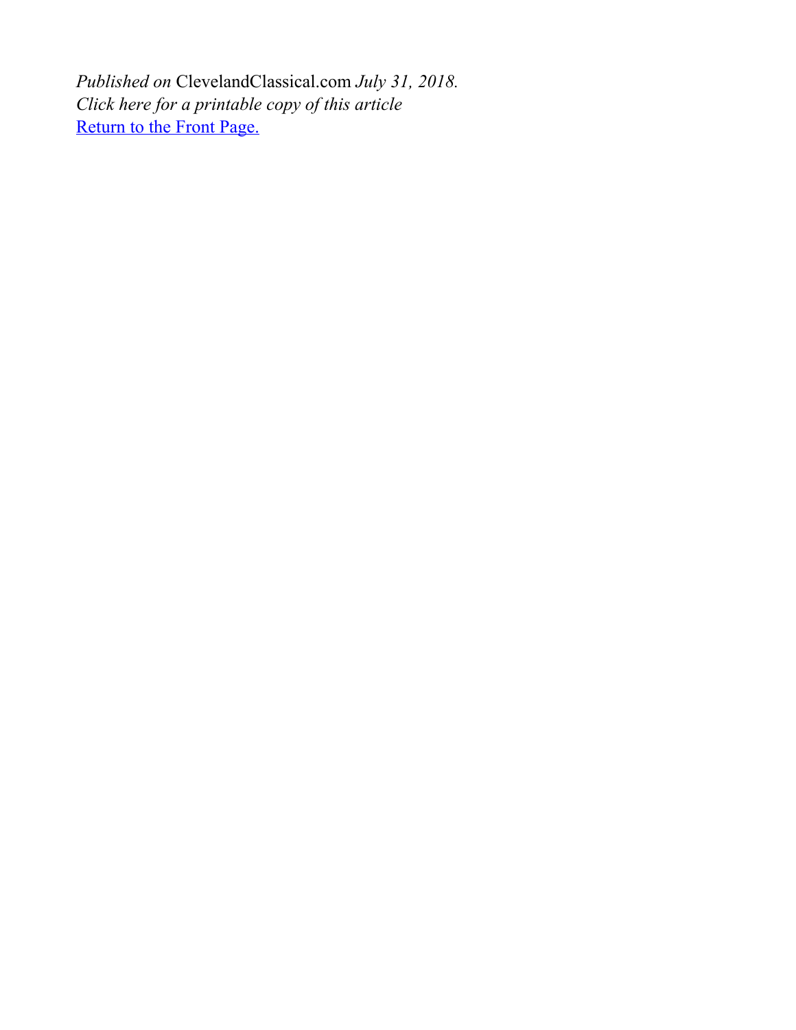*Published on* ClevelandClassical.com *July 31, 2018.*
*Click here for a printable copy of this article*
[Return to the Front Page.]